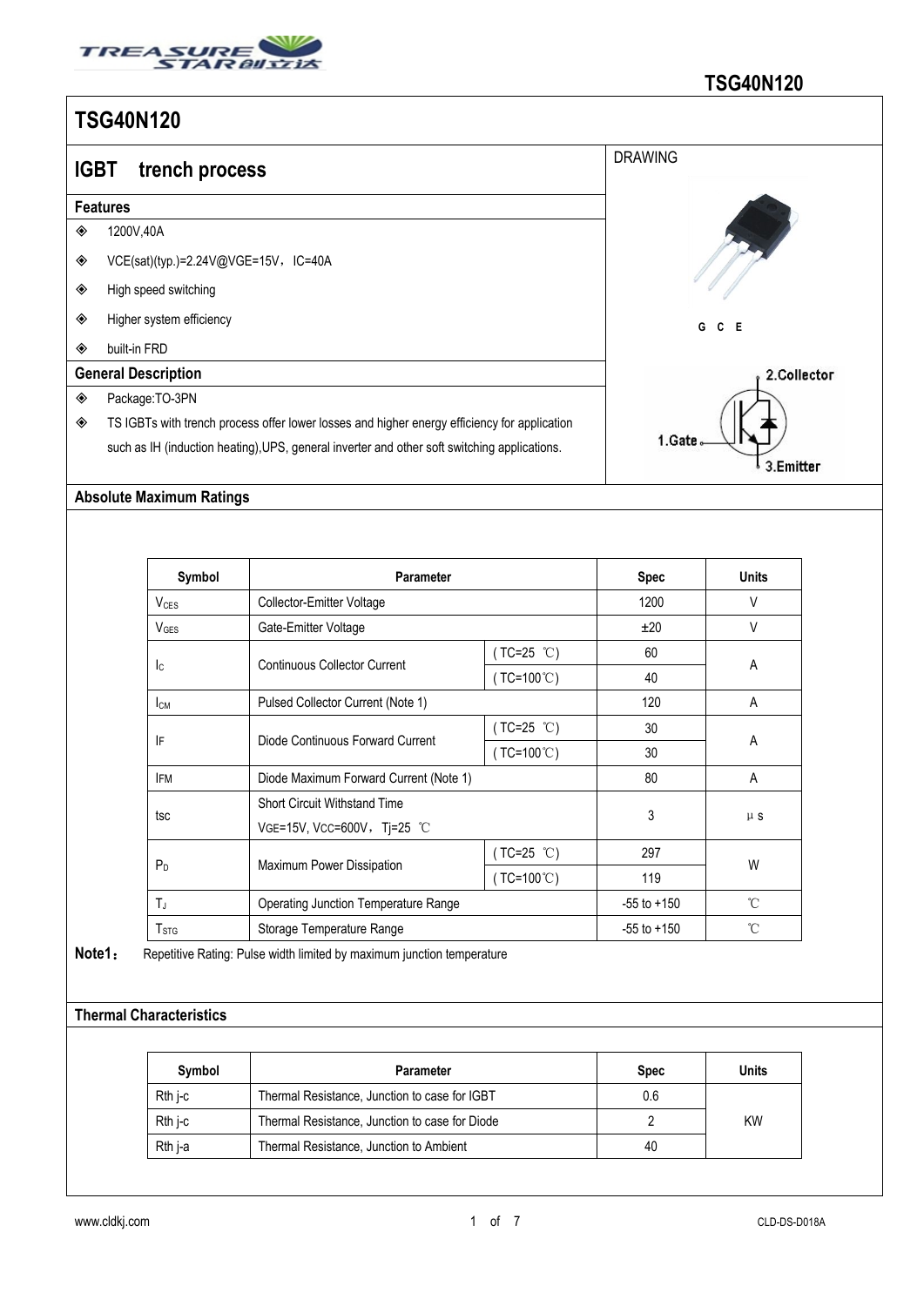# TSG40N120

## IGBT trench process

### Features

- 1200V,40A
- VCE(sat)(typ.)=2.24V@VGE=15V，IC=40A
- High speed switching
- Higher system efficiency
- built-in FRD

DRAWING

G C E

2.Collector

1.Gate

3.Emitter

### General Description

- Package:TO-3PN
- TS IGBTs with trench process offer lower losses and higher energy efficiency for application such as IH (induction heating),UPS, general inverter and other soft switching applications.

### Absolute Maximum Ratings

| Symbol | Parameter | | Spec | Units |
|---|---|---|---|---|
| $V_{CES}$ | Collector-Emitter Voltage | | 1200 | V |
| $V_{GES}$ | Gate-Emitter Voltage | | ±20 | V |
| $I_C$ | Continuous Collector Current | ( TC=25 ℃) | 60 | A |
| | | ( TC=100℃) | 40 | |
| $I_{CM}$ | Pulsed Collector Current (Note 1) | | 120 | A |
| IF | Diode Continuous Forward Current | ( TC=25 ℃) | 30 | A |
| | | ( TC=100℃) | 30 | |
| IFM | Diode Maximum Forward Current (Note 1) | | 80 | A |
| tsc | Short Circuit Withstand Time<br>VGE=15V, VCC=600V，Tj=25 ℃ | | 3 | μs |
| $P_D$ | Maximum Power Dissipation | ( TC=25 ℃) | 297 | W |
| | | ( TC=100℃) | 119 | |
| $T_J$ | Operating Junction Temperature Range | | -55 to +150 | ℃ |
| $T_{STG}$ | Storage Temperature Range | | -55 to +150 | ℃ |

**Note1：** Repetitive Rating: Pulse width limited by maximum junction temperature

### Thermal Characteristics

| Symbol | Parameter | Spec | Units |
|---|---|---|---|
| Rth j-c | Thermal Resistance, Junction to case for IGBT | 0.6 | KW |
| Rth j-c | Thermal Resistance, Junction to case for Diode | 2 | |
| Rth j-a | Thermal Resistance, Junction to Ambient | 40 | |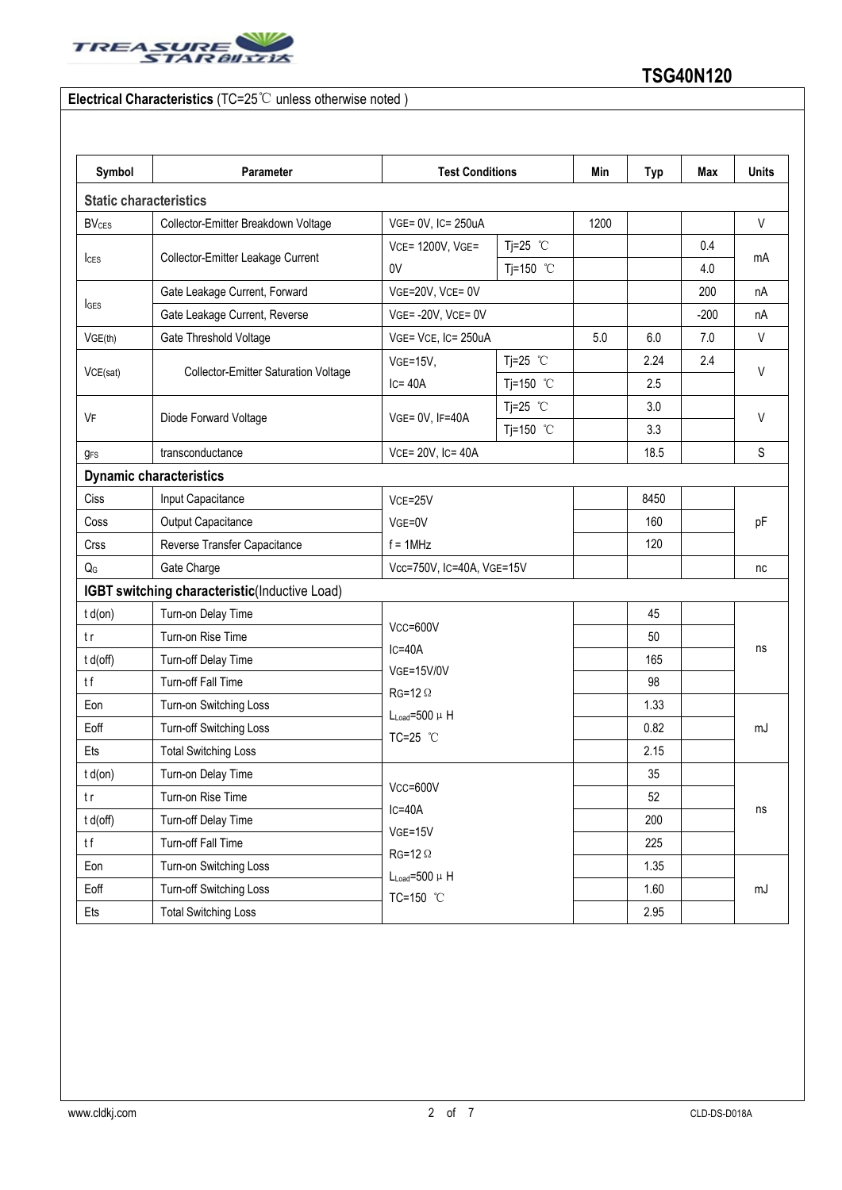## Electrical Characteristics (TC=25℃ unless otherwise noted )

| Symbol | Parameter | Test Conditions | | Min | Typ | Max | Units |
|---|---|---|---|---|---|---|---|
| **Static characteristics** | | | | | | | |
| $BV_{CES}$ | Collector-Emitter Breakdown Voltage | VGE= 0V, IC= 250uA | | 1200 | | | V |
| $I_{CES}$ | Collector-Emitter Leakage Current | VCE= 1200V, VGE= 0V | Tj=25 ℃ | | | 0.4 | mA |
| | | | Tj=150 ℃ | | | 4.0 | |
| $I_{GES}$ | Gate Leakage Current, Forward | VGE=20V, VCE= 0V | | | | 200 | nA |
| | Gate Leakage Current, Reverse | VGE= -20V, VCE= 0V | | | | -200 | nA |
| $V_{GE(th)}$ | Gate Threshold Voltage | VGE= VCE, IC= 250uA | | 5.0 | 6.0 | 7.0 | V |
| $V_{CE(sat)}$ | Collector-Emitter Saturation Voltage | VGE=15V, IC= 40A | Tj=25 ℃ | | 2.24 | 2.4 | V |
| | | | Tj=150 ℃ | | 2.5 | | |
| $V_F$ | Diode Forward Voltage | VGE= 0V, IF=40A | Tj=25 ℃ | | 3.0 | | V |
| | | | Tj=150 ℃ | | 3.3 | | |
| $g_{FS}$ | transconductance | VCE= 20V, IC= 40A | | | 18.5 | | S |
| **Dynamic characteristics** | | | | | | | |
| Ciss | Input Capacitance | VCE=25V VGE=0V f = 1MHz | | | 8450 | | pF |
| Coss | Output Capacitance | | | | 160 | | |
| Crss | Reverse Transfer Capacitance | | | | 120 | | |
| $Q_G$ | Gate Charge | Vcc=750V, IC=40A, VGE=15V | | | | | nc |
| **IGBT switching characteristic**(Inductive Load) | | | | | | | |
| t d(on) | Turn-on Delay Time | VCC=600V IC=40A VGE=15V/0V RG=12 Ω $L_{Load}$=500 μ H TC=25 ℃ | | | 45 | | ns |
| t r | Turn-on Rise Time | | | | 50 | | |
| t d(off) | Turn-off Delay Time | | | | 165 | | |
| t f | Turn-off Fall Time | | | | 98 | | |
| Eon | Turn-on Switching Loss | | | | 1.33 | | mJ |
| Eoff | Turn-off Switching Loss | | | | 0.82 | | |
| Ets | Total Switching Loss | | | | 2.15 | | |
| t d(on) | Turn-on Delay Time | VCC=600V IC=40A VGE=15V RG=12 Ω $L_{Load}$=500 μ H TC=150 ℃ | | | 35 | | ns |
| t r | Turn-on Rise Time | | | | 52 | | |
| t d(off) | Turn-off Delay Time | | | | 200 | | |
| t f | Turn-off Fall Time | | | | 225 | | |
| Eon | Turn-on Switching Loss | | | | 1.35 | | mJ |
| Eoff | Turn-off Switching Loss | | | | 1.60 | | |
| Ets | Total Switching Loss | | | | 2.95 | | |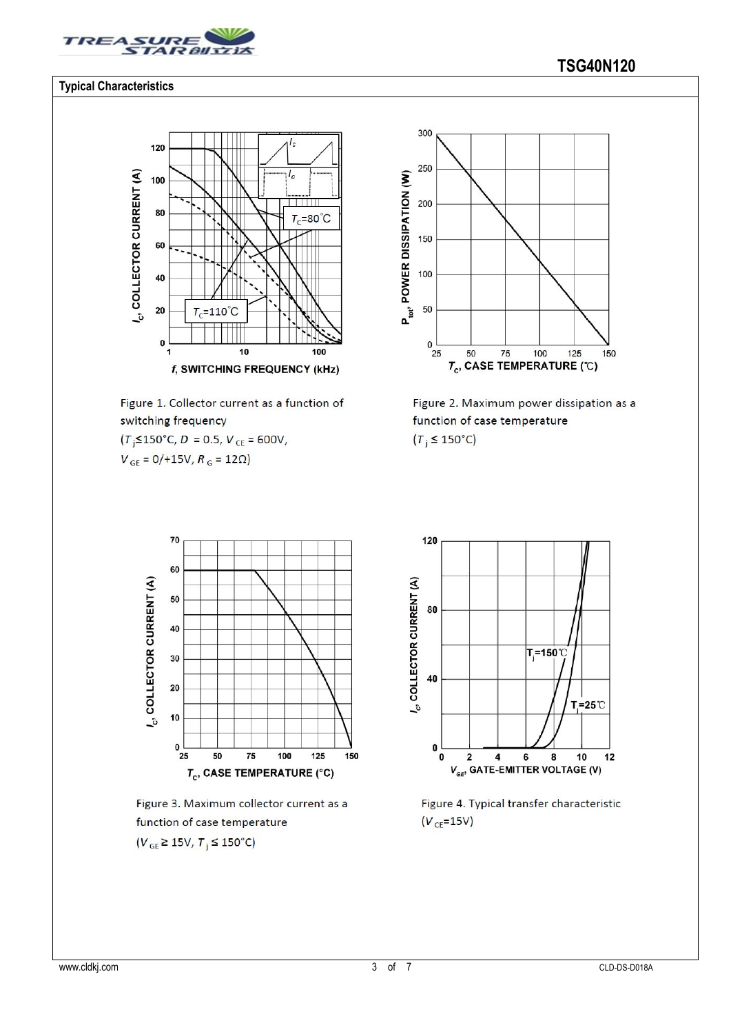## Typical Characteristics

Figure 1. Collector current as a function of switching frequency
($T_j$≤150°C, $D$ = 0.5, $V_{CE}$ = 600V, $V_{GE}$ = 0/+15V, $R_G$ = 12Ω)

Figure 2. Maximum power dissipation as a function of case temperature
($T_j$ ≤ 150°C)

Figure 3. Maximum collector current as a function of case temperature
($V_{GE}$ ≥ 15V, $T_j$ ≤ 150°C)

Figure 4. Typical transfer characteristic
($V_{CE}$=15V)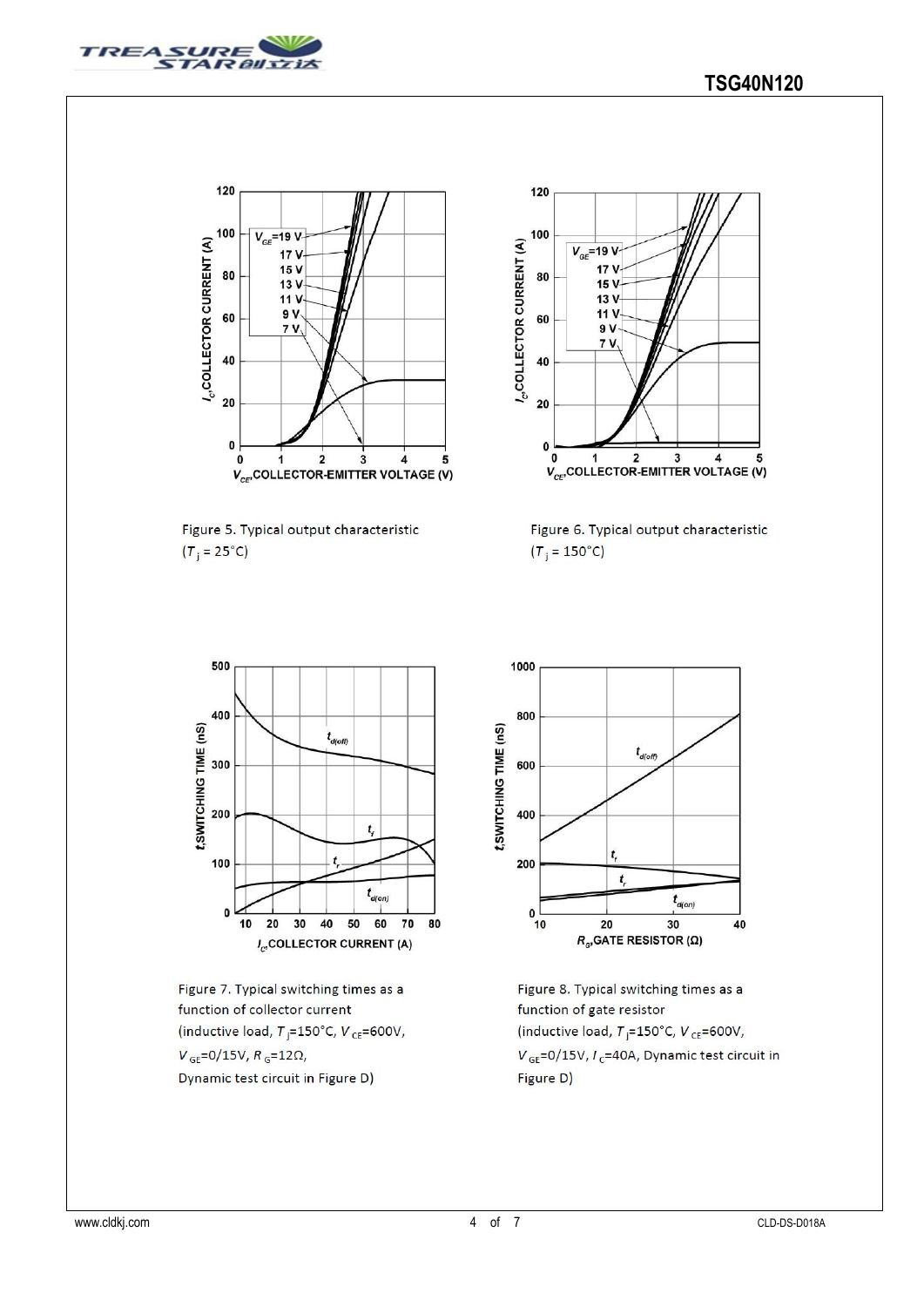Figure 5. Typical output characteristic ($T_j$ = 25°C)

Figure 6. Typical output characteristic ($T_j$ = 150°C)

Figure 7. Typical switching times as a function of collector current (inductive load, $T_j$=150°C, $V_{CE}$=600V, $V_{GE}$=0/15V, $R_G$=12Ω, Dynamic test circuit in Figure D)

Figure 8. Typical switching times as a function of gate resistor (inductive load, $T_j$=150°C, $V_{CE}$=600V, $V_{GE}$=0/15V, $I_C$=40A, Dynamic test circuit in Figure D)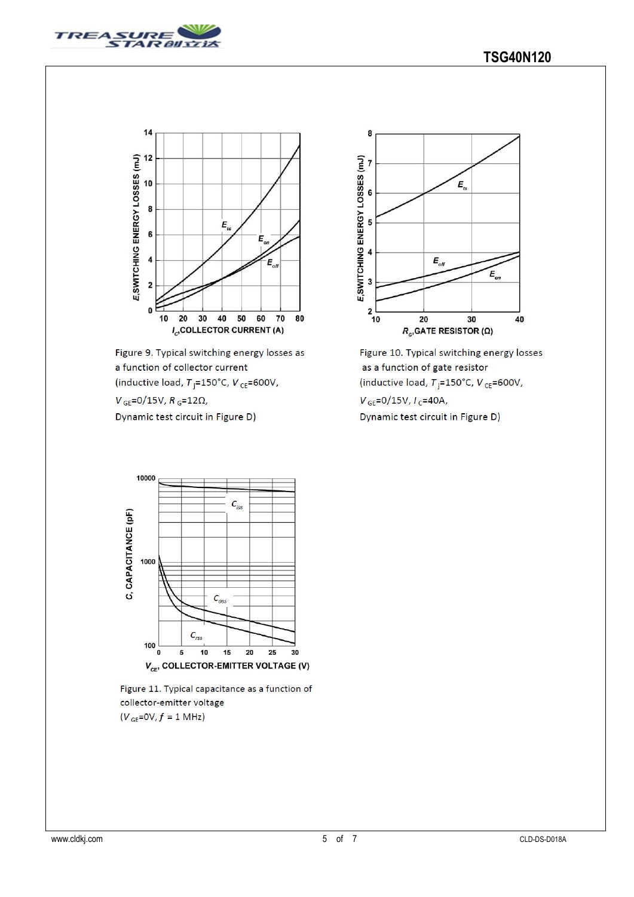Figure 9. Typical switching energy losses as a function of collector current
(inductive load, $T_j$=150°C, $V_{CE}$=600V, $V_{GE}$=0/15V, $R_G$=12Ω, Dynamic test circuit in Figure D)

Figure 10. Typical switching energy losses as a function of gate resistor
(inductive load, $T_j$=150°C, $V_{CE}$=600V, $V_{GE}$=0/15V, $I_C$=40A, Dynamic test circuit in Figure D)

Figure 11. Typical capacitance as a function of collector-emitter voltage
($V_{GE}$=0V, $f$ = 1 MHz)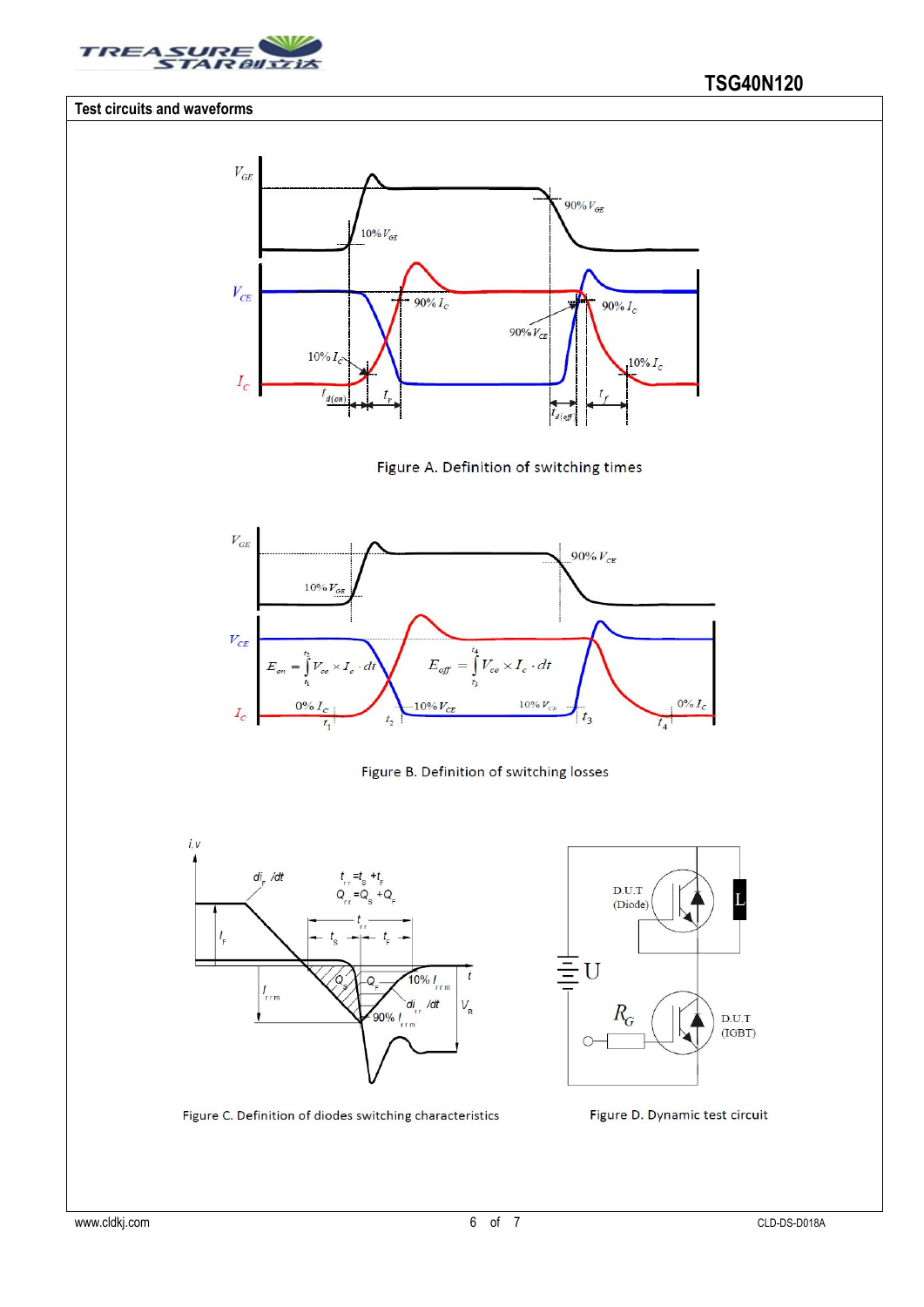## Test circuits and waveforms

Figure A. Definition of switching times

$$E_{on} = \int_{t_1}^{t_2} V_{ce} \times I_c \cdot dt$$

$$E_{off} = \int_{t_3}^{t_4} V_{ce} \times I_c \cdot dt$$

Figure B. Definition of switching losses

$t_{rr} = t_S + t_F$

$Q_{rr} = Q_S + Q_F$

Figure C. Definition of diodes switching characteristics

Figure D. Dynamic test circuit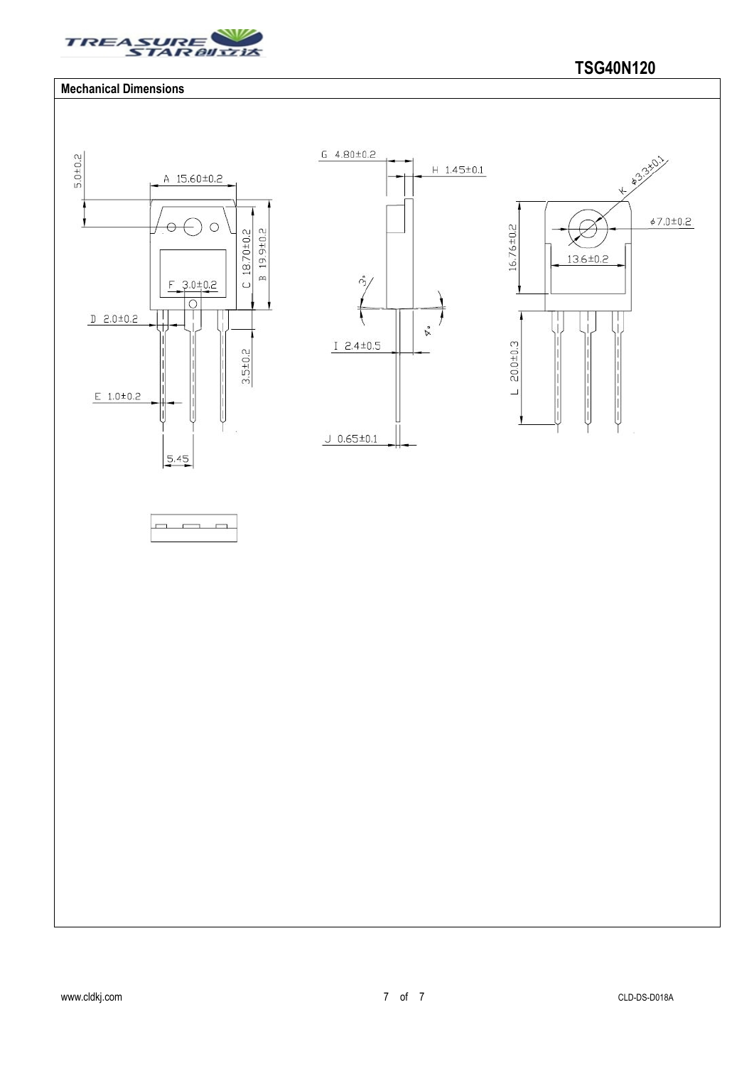## Mechanical Dimensions

5.0±0.2

A 15.60±0.2

C 18.70±0.2

B 19.9±0.2

F 3.0±0.2

D 2.0±0.2

3.5±0.2

E 1.0±0.2

5.45

G 4.80±0.2

H 1.45±0.1

3°

4°

I 2.4±0.5

J 0.65±0.1

K ϕ3.3±0.1

ϕ7.0±0.2

16.76±0.2

13.6±0.2

L 20.0±0.3